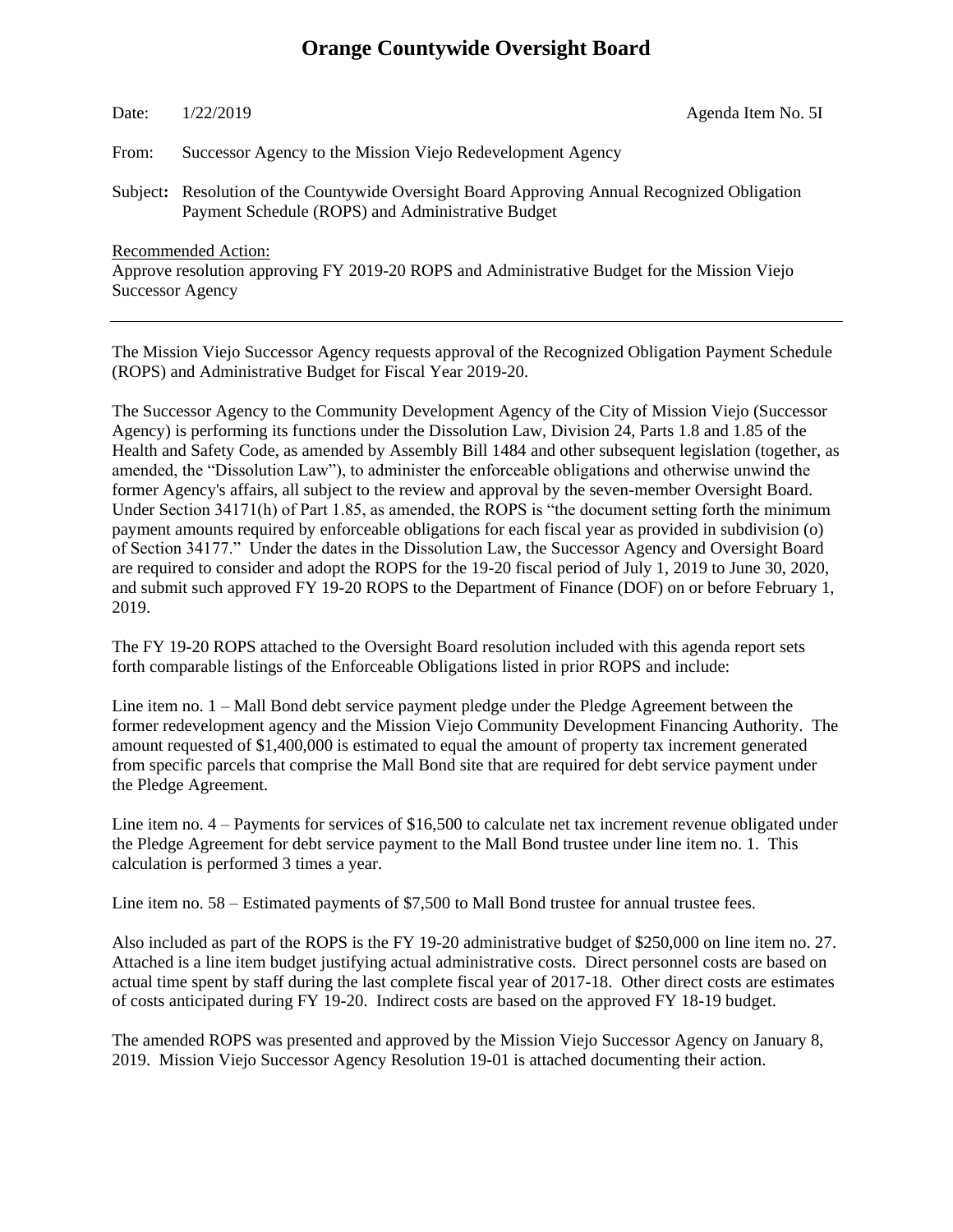# Orange Countywide Oversight Board

Date: 1/22/2019 Agenda Item No. 5I

From: Successor Agency to the Mission Viejo Redevelopment Agency

**Subject:** Resolution of the Countywide Oversight Board Approving Annual Recognized Obligation Payment Schedule (ROPS) and Administrative Budget

Recommended Action:

Approve resolution approving FY 2019-20 ROPS and Administrative Budget for the Mission Viejo Successor Agency

---

The Mission Viejo Successor Agency requests approval of the Recognized Obligation Payment Schedule (ROPS) and Administrative Budget for Fiscal Year 2019-20.

The Successor Agency to the Community Development Agency of the City of Mission Viejo (Successor Agency) is performing its functions under the Dissolution Law, Division 24, Parts 1.8 and 1.85 of the Health and Safety Code, as amended by Assembly Bill 1484 and other subsequent legislation (together, as amended, the "Dissolution Law"), to administer the enforceable obligations and otherwise unwind the former Agency's affairs, all subject to the review and approval by the seven-member Oversight Board. Under Section 34171(h) of Part 1.85, as amended, the ROPS is "the document setting forth the minimum payment amounts required by enforceable obligations for each fiscal year as provided in subdivision (o) of Section 34177." Under the dates in the Dissolution Law, the Successor Agency and Oversight Board are required to consider and adopt the ROPS for the 19-20 fiscal period of July 1, 2019 to June 30, 2020, and submit such approved FY 19-20 ROPS to the Department of Finance (DOF) on or before February 1, 2019.

The FY 19-20 ROPS attached to the Oversight Board resolution included with this agenda report sets forth comparable listings of the Enforceable Obligations listed in prior ROPS and include:

Line item no. 1 – Mall Bond debt service payment pledge under the Pledge Agreement between the former redevelopment agency and the Mission Viejo Community Development Financing Authority. The amount requested of $1,400,000 is estimated to equal the amount of property tax increment generated from specific parcels that comprise the Mall Bond site that are required for debt service payment under the Pledge Agreement.

Line item no. 4 – Payments for services of $16,500 to calculate net tax increment revenue obligated under the Pledge Agreement for debt service payment to the Mall Bond trustee under line item no. 1. This calculation is performed 3 times a year.

Line item no. 58 – Estimated payments of $7,500 to Mall Bond trustee for annual trustee fees.

Also included as part of the ROPS is the FY 19-20 administrative budget of $250,000 on line item no. 27. Attached is a line item budget justifying actual administrative costs. Direct personnel costs are based on actual time spent by staff during the last complete fiscal year of 2017-18. Other direct costs are estimates of costs anticipated during FY 19-20. Indirect costs are based on the approved FY 18-19 budget.

The amended ROPS was presented and approved by the Mission Viejo Successor Agency on January 8, 2019. Mission Viejo Successor Agency Resolution 19-01 is attached documenting their action.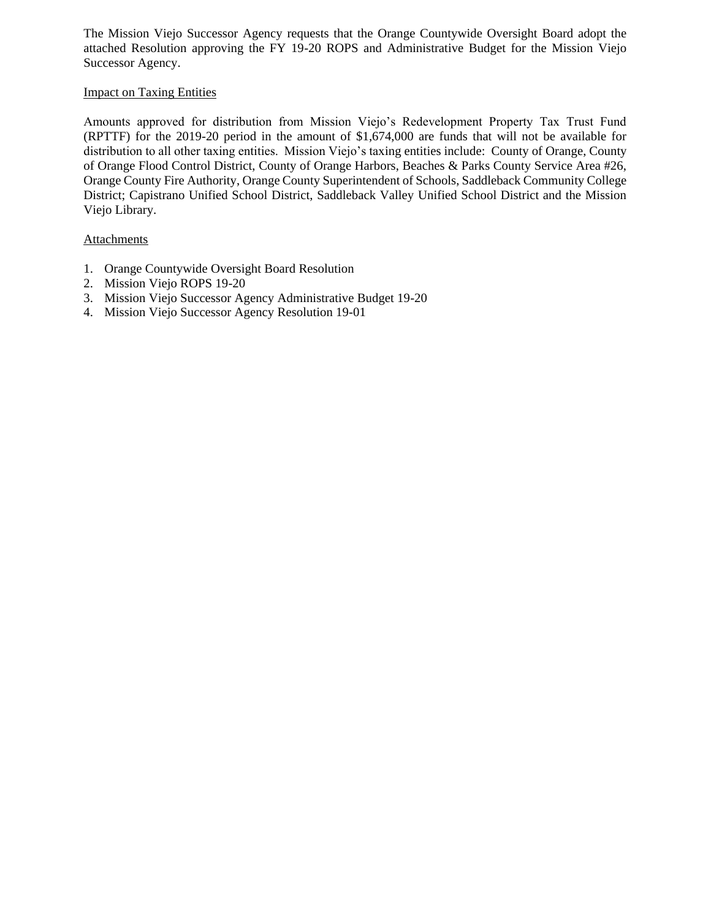The Mission Viejo Successor Agency requests that the Orange Countywide Oversight Board adopt the attached Resolution approving the FY 19-20 ROPS and Administrative Budget for the Mission Viejo Successor Agency.

Impact on Taxing Entities

Amounts approved for distribution from Mission Viejo's Redevelopment Property Tax Trust Fund (RPTTF) for the 2019-20 period in the amount of $1,674,000 are funds that will not be available for distribution to all other taxing entities. Mission Viejo's taxing entities include: County of Orange, County of Orange Flood Control District, County of Orange Harbors, Beaches & Parks County Service Area #26, Orange County Fire Authority, Orange County Superintendent of Schools, Saddleback Community College District; Capistrano Unified School District, Saddleback Valley Unified School District and the Mission Viejo Library.

Attachments

1. Orange Countywide Oversight Board Resolution
2. Mission Viejo ROPS 19-20
3. Mission Viejo Successor Agency Administrative Budget 19-20
4. Mission Viejo Successor Agency Resolution 19-01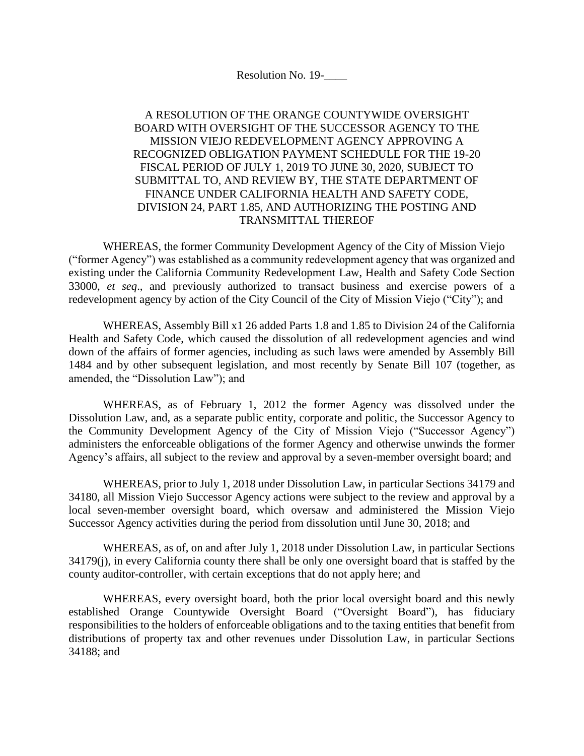Resolution No. 19-____

A RESOLUTION OF THE ORANGE COUNTYWIDE OVERSIGHT BOARD WITH OVERSIGHT OF THE SUCCESSOR AGENCY TO THE MISSION VIEJO REDEVELOPMENT AGENCY APPROVING A RECOGNIZED OBLIGATION PAYMENT SCHEDULE FOR THE 19-20 FISCAL PERIOD OF JULY 1, 2019 TO JUNE 30, 2020, SUBJECT TO SUBMITTAL TO, AND REVIEW BY, THE STATE DEPARTMENT OF FINANCE UNDER CALIFORNIA HEALTH AND SAFETY CODE, DIVISION 24, PART 1.85, AND AUTHORIZING THE POSTING AND TRANSMITTAL THEREOF

WHEREAS, the former Community Development Agency of the City of Mission Viejo ("former Agency") was established as a community redevelopment agency that was organized and existing under the California Community Redevelopment Law, Health and Safety Code Section 33000, *et seq*., and previously authorized to transact business and exercise powers of a redevelopment agency by action of the City Council of the City of Mission Viejo ("City"); and

WHEREAS, Assembly Bill x1 26 added Parts 1.8 and 1.85 to Division 24 of the California Health and Safety Code, which caused the dissolution of all redevelopment agencies and wind down of the affairs of former agencies, including as such laws were amended by Assembly Bill 1484 and by other subsequent legislation, and most recently by Senate Bill 107 (together, as amended, the "Dissolution Law"); and

WHEREAS, as of February 1, 2012 the former Agency was dissolved under the Dissolution Law, and, as a separate public entity, corporate and politic, the Successor Agency to the Community Development Agency of the City of Mission Viejo ("Successor Agency") administers the enforceable obligations of the former Agency and otherwise unwinds the former Agency's affairs, all subject to the review and approval by a seven-member oversight board; and

WHEREAS, prior to July 1, 2018 under Dissolution Law, in particular Sections 34179 and 34180, all Mission Viejo Successor Agency actions were subject to the review and approval by a local seven-member oversight board, which oversaw and administered the Mission Viejo Successor Agency activities during the period from dissolution until June 30, 2018; and

WHEREAS, as of, on and after July 1, 2018 under Dissolution Law, in particular Sections 34179(j), in every California county there shall be only one oversight board that is staffed by the county auditor-controller, with certain exceptions that do not apply here; and

WHEREAS, every oversight board, both the prior local oversight board and this newly established Orange Countywide Oversight Board ("Oversight Board"), has fiduciary responsibilities to the holders of enforceable obligations and to the taxing entities that benefit from distributions of property tax and other revenues under Dissolution Law, in particular Sections 34188; and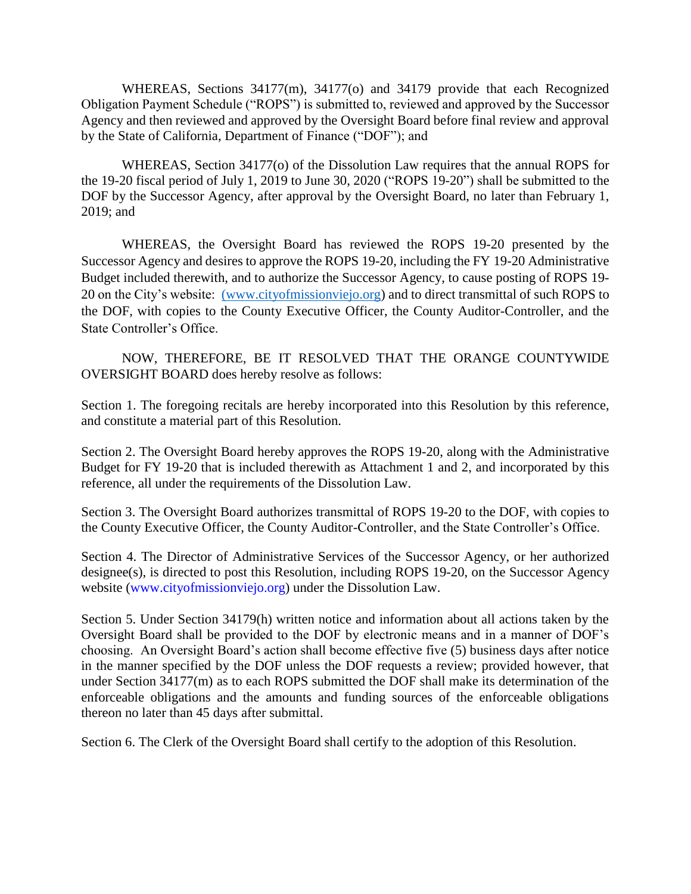WHEREAS, Sections 34177(m), 34177(o) and 34179 provide that each Recognized Obligation Payment Schedule ("ROPS") is submitted to, reviewed and approved by the Successor Agency and then reviewed and approved by the Oversight Board before final review and approval by the State of California, Department of Finance ("DOF"); and

WHEREAS, Section 34177(o) of the Dissolution Law requires that the annual ROPS for the 19-20 fiscal period of July 1, 2019 to June 30, 2020 ("ROPS 19-20") shall be submitted to the DOF by the Successor Agency, after approval by the Oversight Board, no later than February 1, 2019; and

WHEREAS, the Oversight Board has reviewed the ROPS 19-20 presented by the Successor Agency and desires to approve the ROPS 19-20, including the FY 19-20 Administrative Budget included therewith, and to authorize the Successor Agency, to cause posting of ROPS 19-20 on the City's website: (www.cityofmissionviejo.org) and to direct transmittal of such ROPS to the DOF, with copies to the County Executive Officer, the County Auditor-Controller, and the State Controller's Office.

NOW, THEREFORE, BE IT RESOLVED THAT THE ORANGE COUNTYWIDE OVERSIGHT BOARD does hereby resolve as follows:

Section 1. The foregoing recitals are hereby incorporated into this Resolution by this reference, and constitute a material part of this Resolution.

Section 2. The Oversight Board hereby approves the ROPS 19-20, along with the Administrative Budget for FY 19-20 that is included therewith as Attachment 1 and 2, and incorporated by this reference, all under the requirements of the Dissolution Law.

Section 3. The Oversight Board authorizes transmittal of ROPS 19-20 to the DOF, with copies to the County Executive Officer, the County Auditor-Controller, and the State Controller's Office.

Section 4. The Director of Administrative Services of the Successor Agency, or her authorized designee(s), is directed to post this Resolution, including ROPS 19-20, on the Successor Agency website (www.cityofmissionviejo.org) under the Dissolution Law.

Section 5. Under Section 34179(h) written notice and information about all actions taken by the Oversight Board shall be provided to the DOF by electronic means and in a manner of DOF's choosing. An Oversight Board's action shall become effective five (5) business days after notice in the manner specified by the DOF unless the DOF requests a review; provided however, that under Section 34177(m) as to each ROPS submitted the DOF shall make its determination of the enforceable obligations and the amounts and funding sources of the enforceable obligations thereon no later than 45 days after submittal.

Section 6. The Clerk of the Oversight Board shall certify to the adoption of this Resolution.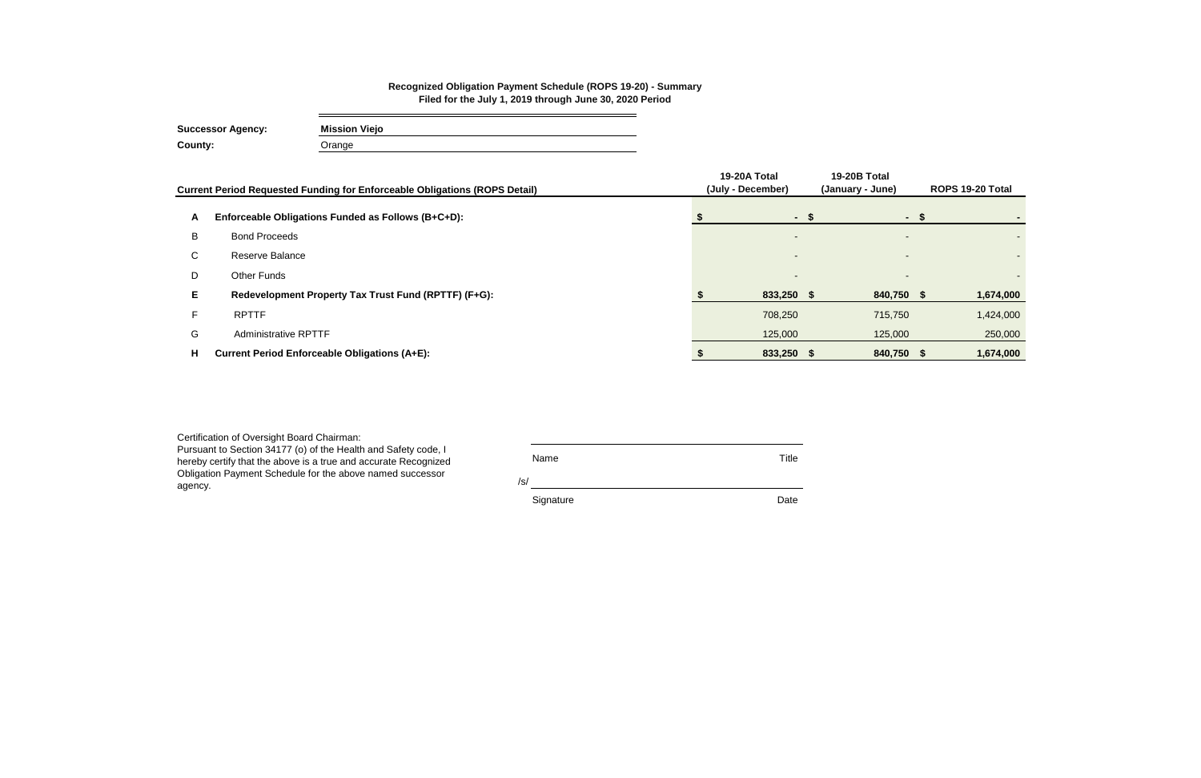**Recognized Obligation Payment Schedule (ROPS 19-20) - Summary**
**Filed for the July 1, 2019 through June 30, 2020 Period**

**Successor Agency:** **Mission Viejo**
**County:** Orange

| | Current Period Requested Funding for Enforceable Obligations (ROPS Detail) | 19-20A Total (July - December) | 19-20B Total (January - June) | ROPS 19-20 Total |
|---|---|---|---|---|
| **A** | **Enforceable Obligations Funded as Follows (B+C+D):** | **$ -** | **$ -** | **$ -** |
| B | Bond Proceeds | - | - | - |
| C | Reserve Balance | - | - | - |
| D | Other Funds | - | - | - |
| **E** | **Redevelopment Property Tax Trust Fund (RPTTF) (F+G):** | **$ 833,250** | **$ 840,750** | **$ 1,674,000** |
| F | RPTTF | 708,250 | 715,750 | 1,424,000 |
| G | Administrative RPTTF | 125,000 | 125,000 | 250,000 |
| **H** | **Current Period Enforceable Obligations (A+E):** | **$ 833,250** | **$ 840,750** | **$ 1,674,000** |

Certification of Oversight Board Chairman:
Pursuant to Section 34177 (o) of the Health and Safety code, I hereby certify that the above is a true and accurate Recognized Obligation Payment Schedule for the above named successor agency.

Name _______________ Title

/s/ _______________

Signature _______________ Date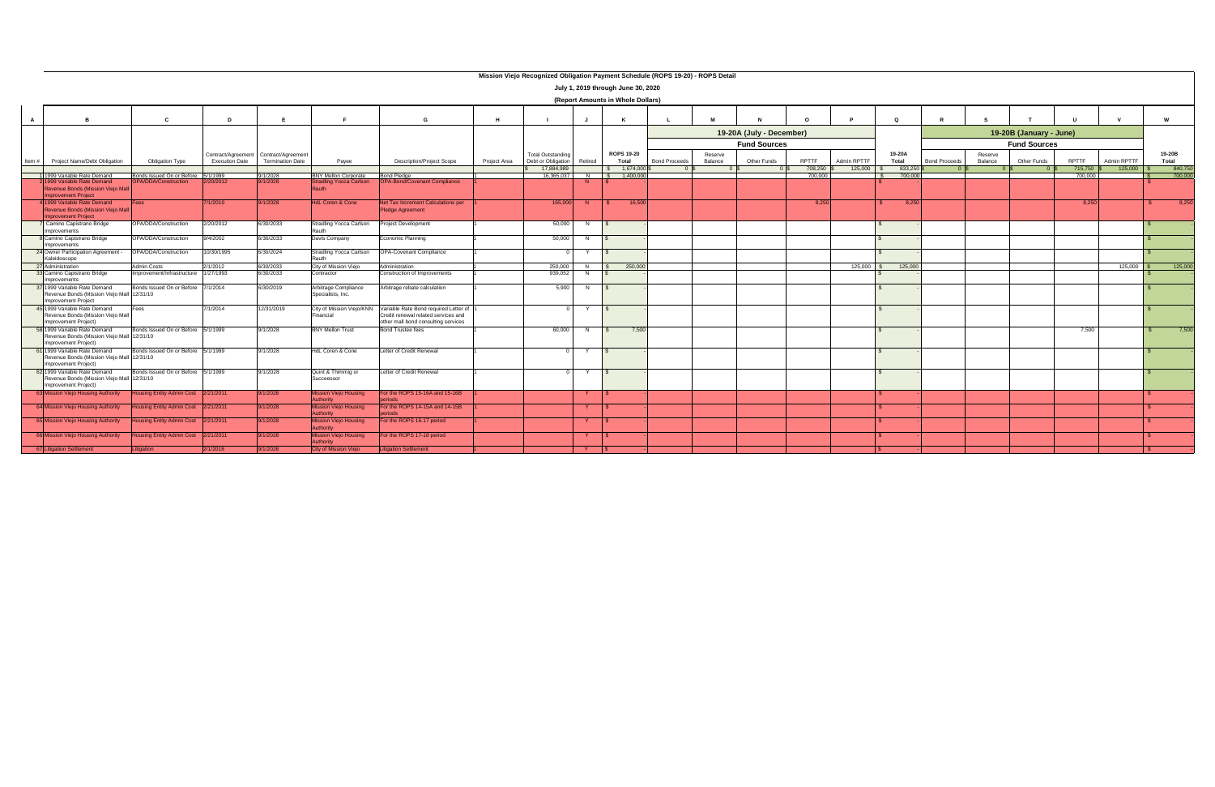# Mission Viejo Recognized Obligation Payment Schedule (ROPS 19-20) - ROPS Detail

## July 1, 2019 through June 30, 2020

### (Report Amounts in Whole Dollars)

| A | B | C | D | E | F | G | H | I | J | K | L | M | N | O | P | Q | R | S | T | U | V | W |
|---|---|---|---|---|---|---|---|---|---|---|---|---|---|---|---|---|---|---|---|---|---|---|
| | | | | | | | | | | | 19-20A (July - December) | | | | | | 19-20B (January - June) | | | | | |
| | | | | | | | | | | | Fund Sources | | | | | | Fund Sources | | | | | |
| Item # | Project Name/Debt Obligation | Obligation Type | Contract/Agreement Execution Date | Contract/Agreement Termination Date | Payee | Description/Project Scope | Project Area | Total Outstanding Debt or Obligation | Retired | ROPS 19-20 Total | Bond Proceeds | Reserve Balance | Other Funds | RPTTF | Admin RPTTF | 19-20A Total | Bond Proceeds | Reserve Balance | Other Funds | RPTTF | Admin RPTTF | 19-20B Total |
| | | | | | | | | $ 17,884,989 | | $ 1,674,000 | $ 0 | $ 0 | $ 0 | $ 708,250 | $ 125,000 | $ 833,250 | $ 0 | $ 0 | $ 0 | $ 715,750 | $ 125,000 | $ 840,750 |
| 1 | 1999 Variable Rate Demand | Bonds Issued On or Before 12/31/10 | 5/1/1999 | 9/1/2028 | BNY Mellon Corporate | Bond Pledge | 1 | 16,365,037 | N | $ 1,400,000 | | | | 700,000 | | $ 700,000 | | | | 700,000 | | $ 700,000 |
| 2 | 1999 Variable Rate Demand Revenue Bonds (Mission Viejo Mall Improvement Project | OPA/DDA/Construction | 2/20/2012 | 9/1/2028 | Stradling Yocca Carlson Rauth | OPA-Bond/Covenant Compliance | 1 | | N | $ - | | | | | | $ - | | | | | | $ - |
| 4 | 1999 Variable Rate Demand Revenue Bonds (Mission Viejo Mall Improvement Project | Fees | 7/1/2010 | 9/1/2028 | HdL Coren & Cone | Net Tax Increment Calculations per Pledge Agreement | 1 | 165,000 | N | $ 16,500 | | | | 8,250 | | $ 8,250 | | | | 8,250 | | $ 8,250 |
| 7 | Camino Capistrano Bridge Improvements | OPA/DDA/Construction | 2/20/2012 | 6/30/2033 | Stradling Yocca Carlson Rauth | Project Development | 1 | 50,000 | N | $ - | | | | | | $ - | | | | | | $ - |
| 8 | Camino Capistrano Bridge Improvements | OPA/DDA/Construction | 9/4/2002 | 6/30/2033 | Davis Company | Economic Planning | 1 | 50,000 | N | $ - | | | | | | $ - | | | | | | $ - |
| 24 | Owner Participation Agreement - Kaleidoscope | OPA/DDA/Construction | 10/30/1995 | 6/30/2024 | Stradling Yocca Carlson Rauth | OPA-Covenant Compliance | 1 | 0 | Y | $ - | | | | | | $ - | | | | | | $ - |
| 27 | Administration | Admin Costs | 2/1/2012 | 6/30/2033 | City of Mission Viejo | Administration | 1 | 250,000 | N | $ 250,000 | | | | | 125,000 | $ 125,000 | | | | | 125,000 | $ 125,000 |
| 33 | Camino Capistrano Bridge Improvements | Improvement/Infrastructure | 1/27/1993 | 6/30/2033 | Contractor | Construction of Improvements | 1 | 939,052 | N | $ - | | | | | | $ - | | | | | | $ - |
| 37 | 1999 Variable Rate Demand Revenue Bonds (Mission Viejo Mall Improvement Project | Bonds Issued On or Before 12/31/10 | 7/1/2014 | 6/30/2019 | Arbitrage Compliance Specialists, Inc. | Arbitrage rebate calculation | 1 | 5,900 | N | $ - | | | | | | $ - | | | | | | $ - |
| 45 | 1999 Variable Rate Demand Revenue Bonds (Mission Viejo Mall Improvement Project) | Fees | 7/1/2014 | 12/31/2019 | City of Mission Viejo/KNN Financial | Variable Rate Bond required Letter of Credit renewal related services and other mall bond consulting services | 1 | 0 | Y | $ - | | | | | | $ - | | | | | | $ - |
| 58 | 1999 Variable Rate Demand Revenue Bonds (Mission Viejo Mall Improvement Project) | Bonds Issued On or Before 12/31/10 | 5/1/1999 | 9/1/2028 | BNY Mellon Trust | Bond Trustee fees | 1 | 60,000 | N | $ 7,500 | | | | | | $ - | | | | 7,500 | | $ 7,500 |
| 61 | 1999 Variable Rate Demand Revenue Bonds (Mission Viejo Mall Improvement Project) | Bonds Issued On or Before 12/31/10 | 5/1/1999 | 9/1/2028 | HdL Coren & Cone | Letter of Credit Renewal | 1 | 0 | Y | $ - | | | | | | $ - | | | | | | $ - |
| 62 | 1999 Variable Rate Demand Revenue Bonds (Mission Viejo Mall Improvement Project) | Bonds Issued On or Before 12/31/10 | 5/1/1999 | 9/1/2028 | Quint & Thimmig or Succeessor | Letter of Credit Renewal | 1 | 0 | Y | $ - | | | | | | $ - | | | | | | $ - |
| 63 | Mission Viejo Housing Authority | Housing Entity Admin Cost | 2/21/2011 | 9/1/2028 | Mission Viejo Housing Authority | For the ROPS 15-16A and 15-16B periods | 1 | | Y | $ - | | | | | | $ - | | | | | | $ - |
| 64 | Mission Viejo Housing Authority | Housing Entity Admin Cost | 2/21/2011 | 9/1/2028 | Mission Viejo Housing Authority | For the ROPS 14-15A and 14-15B periods | 1 | | Y | $ - | | | | | | $ - | | | | | | $ - |
| 65 | Mission Viejo Housing Authority | Housing Entity Admin Cost | 2/21/2011 | 9/1/2028 | Mission Viejo Housing Authority | For the ROPS 16-17 period | 1 | | Y | $ - | | | | | | $ - | | | | | | $ - |
| 66 | Mission Viejo Housing Authority | Housing Entity Admin Cost | 2/21/2011 | 9/1/2028 | Mission Viejo Housing Authority | For the ROPS 17-18 period | 1 | | Y | $ - | | | | | | $ - | | | | | | $ - |
| 67 | Litigation Settlement | Litigation | 2/1/2018 | 9/1/2028 | City of Mission Viejo | Litigation Settlement | 1 | | Y | $ - | | | | | | $ - | | | | | | $ - |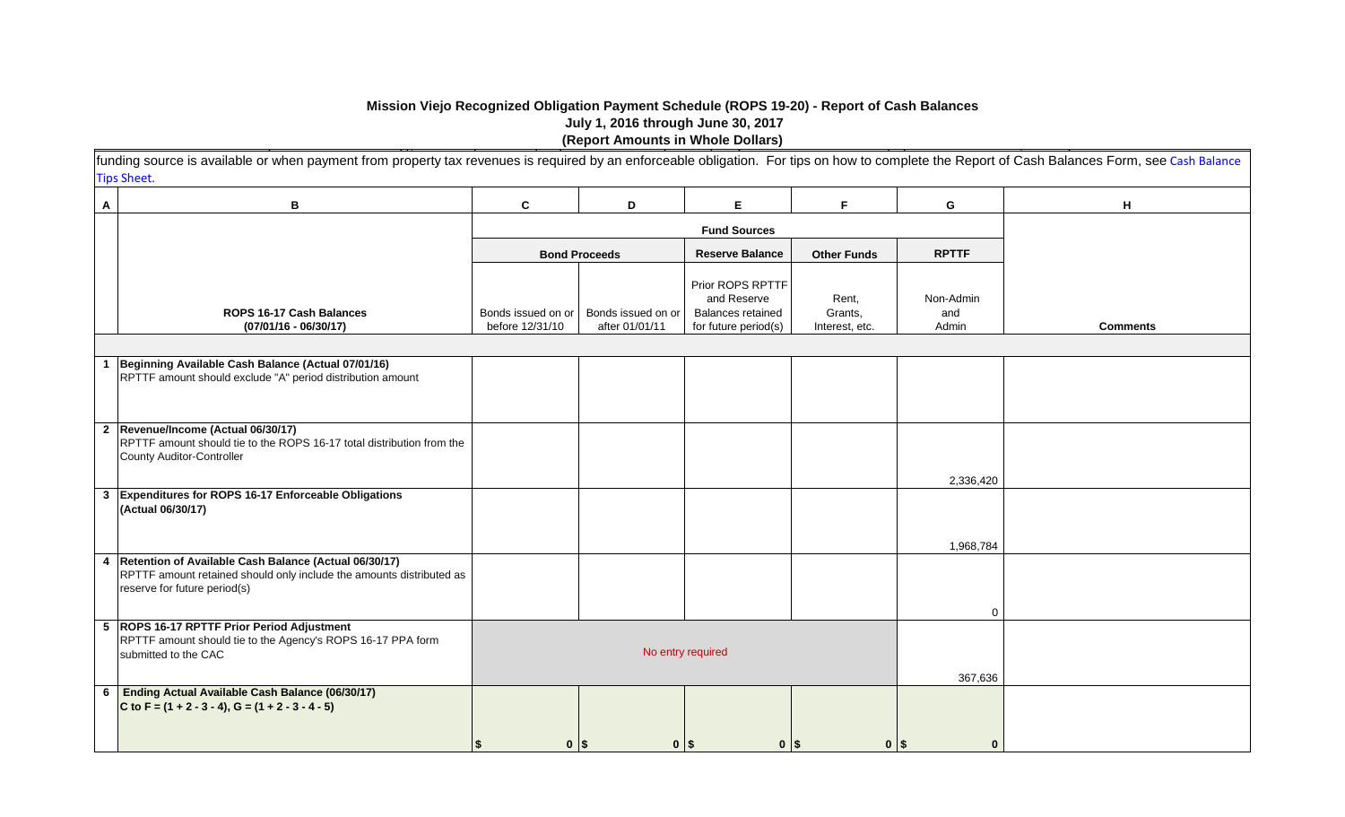**Mission Viejo Recognized Obligation Payment Schedule (ROPS 19-20) - Report of Cash Balances**
**July 1, 2016 through June 30, 2017**
**(Report Amounts in Whole Dollars)**

funding source is available or when payment from property tax revenues is required by an enforceable obligation. For tips on how to complete the Report of Cash Balances Form, see Cash Balance Tips Sheet.

| A | B | C | D | E | F | G | H |
|---|---|---|---|---|---|---|---|
| | | **Fund Sources** | | | | | |
| | | **Bond Proceeds** | | **Reserve Balance** | **Other Funds** | **RPTTF** | |
| | **ROPS 16-17 Cash Balances (07/01/16 - 06/30/17)** | Bonds issued on or before 12/31/10 | Bonds issued on or after 01/01/11 | Prior ROPS RPTTF and Reserve Balances retained for future period(s) | Rent, Grants, Interest, etc. | Non-Admin and Admin | **Comments** |
| 1 | **Beginning Available Cash Balance (Actual 07/01/16)** RPTTF amount should exclude "A" period distribution amount | | | | | | |
| 2 | **Revenue/Income (Actual 06/30/17)** RPTTF amount should tie to the ROPS 16-17 total distribution from the County Auditor-Controller | | | | | 2,336,420 | |
| 3 | **Expenditures for ROPS 16-17 Enforceable Obligations (Actual 06/30/17)** | | | | | 1,968,784 | |
| 4 | **Retention of Available Cash Balance (Actual 06/30/17)** RPTTF amount retained should only include the amounts distributed as reserve for future period(s) | | | | | 0 | |
| 5 | **ROPS 16-17 RPTTF Prior Period Adjustment** RPTTF amount should tie to the Agency's ROPS 16-17 PPA form submitted to the CAC | No entry required | | | | 367,636 | |
| 6 | **Ending Actual Available Cash Balance (06/30/17)** **C to F = (1 + 2 - 3 - 4), G = (1 + 2 - 3 - 4 - 5)** | $ 0 | $ 0 | $ 0 | $ 0 | $ 0 | |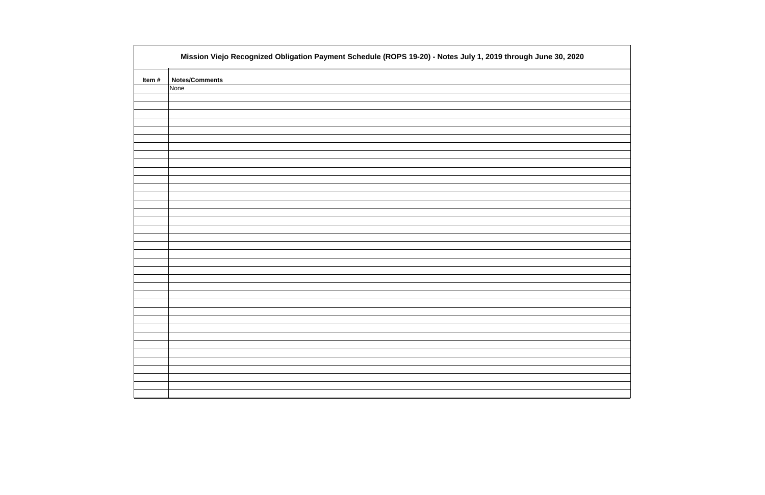| Mission Viejo Recognized Obligation Payment Schedule (ROPS 19-20) - Notes July 1, 2019 through June 30, 2020 | |
|---|---|
| Item # | Notes/Comments |
| | None |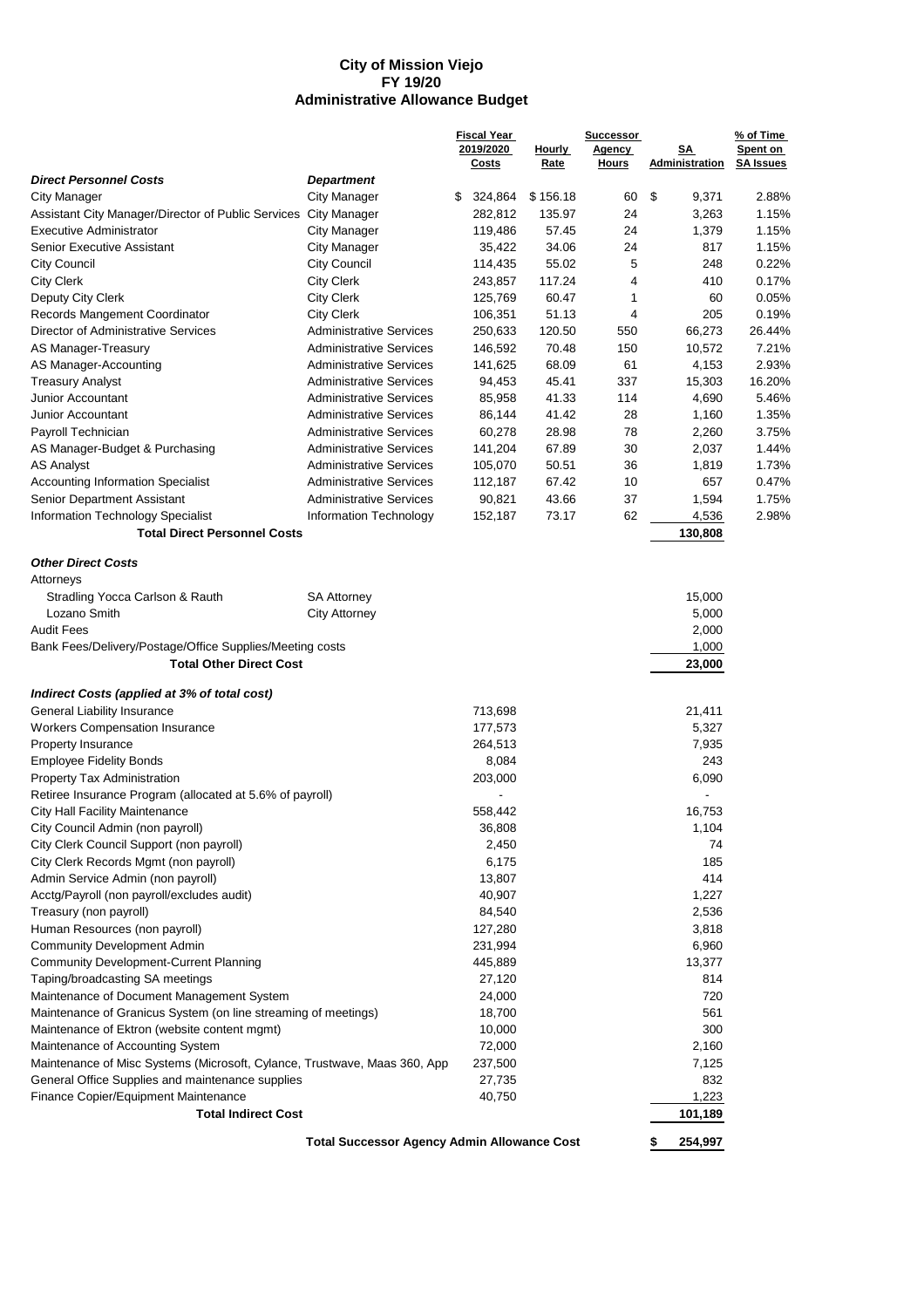# City of Mission Viejo
## FY 19/20
## Administrative Allowance Budget

| | | Fiscal Year 2019/2020 Costs | Hourly Rate | Successor Agency Hours | SA Administration | % of Time Spent on SA Issues |
|---|---|---|---|---|---|---|
| ***Direct Personnel Costs*** | ***Department*** | | | | | |
| City Manager | City Manager | $ 324,864 | $ 156.18 | 60 | $ 9,371 | 2.88% |
| Assistant City Manager/Director of Public Services | City Manager | 282,812 | 135.97 | 24 | 3,263 | 1.15% |
| Executive Administrator | City Manager | 119,486 | 57.45 | 24 | 1,379 | 1.15% |
| Senior Executive Assistant | City Manager | 35,422 | 34.06 | 24 | 817 | 1.15% |
| City Council | City Council | 114,435 | 55.02 | 5 | 248 | 0.22% |
| City Clerk | City Clerk | 243,857 | 117.24 | 4 | 410 | 0.17% |
| Deputy City Clerk | City Clerk | 125,769 | 60.47 | 1 | 60 | 0.05% |
| Records Mangement Coordinator | City Clerk | 106,351 | 51.13 | 4 | 205 | 0.19% |
| Director of Administrative Services | Administrative Services | 250,633 | 120.50 | 550 | 66,273 | 26.44% |
| AS Manager-Treasury | Administrative Services | 146,592 | 70.48 | 150 | 10,572 | 7.21% |
| AS Manager-Accounting | Administrative Services | 141,625 | 68.09 | 61 | 4,153 | 2.93% |
| Treasury Analyst | Administrative Services | 94,453 | 45.41 | 337 | 15,303 | 16.20% |
| Junior Accountant | Administrative Services | 85,958 | 41.33 | 114 | 4,690 | 5.46% |
| Junior Accountant | Administrative Services | 86,144 | 41.42 | 28 | 1,160 | 1.35% |
| Payroll Technician | Administrative Services | 60,278 | 28.98 | 78 | 2,260 | 3.75% |
| AS Manager-Budget & Purchasing | Administrative Services | 141,204 | 67.89 | 30 | 2,037 | 1.44% |
| AS Analyst | Administrative Services | 105,070 | 50.51 | 36 | 1,819 | 1.73% |
| Accounting Information Specialist | Administrative Services | 112,187 | 67.42 | 10 | 657 | 0.47% |
| Senior Department Assistant | Administrative Services | 90,821 | 43.66 | 37 | 1,594 | 1.75% |
| Information Technology Specialist | Information Technology | 152,187 | 73.17 | 62 | 4,536 | 2.98% |
| **Total Direct Personnel Costs** | | | | | **130,808** | |
| ***Other Direct Costs*** | | | | | | |
| Attorneys | | | | | | |
| Stradling Yocca Carlson & Rauth | SA Attorney | | | | 15,000 | |
| Lozano Smith | City Attorney | | | | 5,000 | |
| Audit Fees | | | | | 2,000 | |
| Bank Fees/Delivery/Postage/Office Supplies/Meeting costs | | | | | 1,000 | |
| **Total Other Direct Cost** | | | | | **23,000** | |
| ***Indirect Costs (applied at 3% of total cost)*** | | | | | | |
| General Liability Insurance | | 713,698 | | | 21,411 | |
| Workers Compensation Insurance | | 177,573 | | | 5,327 | |
| Property Insurance | | 264,513 | | | 7,935 | |
| Employee Fidelity Bonds | | 8,084 | | | 243 | |
| Property Tax Administration | | 203,000 | | | 6,090 | |
| Retiree Insurance Program (allocated at 5.6% of payroll) | | - | | | - | |
| City Hall Facility Maintenance | | 558,442 | | | 16,753 | |
| City Council Admin (non payroll) | | 36,808 | | | 1,104 | |
| City Clerk Council Support (non payroll) | | 2,450 | | | 74 | |
| City Clerk Records Mgmt (non payroll) | | 6,175 | | | 185 | |
| Admin Service Admin (non payroll) | | 13,807 | | | 414 | |
| Acctg/Payroll (non payroll/excludes audit) | | 40,907 | | | 1,227 | |
| Treasury (non payroll) | | 84,540 | | | 2,536 | |
| Human Resources (non payroll) | | 127,280 | | | 3,818 | |
| Community Development Admin | | 231,994 | | | 6,960 | |
| Community Development-Current Planning | | 445,889 | | | 13,377 | |
| Taping/broadcasting SA meetings | | 27,120 | | | 814 | |
| Maintenance of Document Management System | | 24,000 | | | 720 | |
| Maintenance of Granicus System (on line streaming of meetings) | | 18,700 | | | 561 | |
| Maintenance of Ektron (website content mgmt) | | 10,000 | | | 300 | |
| Maintenance of Accounting System | | 72,000 | | | 2,160 | |
| Maintenance of Misc Systems (Microsoft, Cylance, Trustwave, Maas 360, App | | 237,500 | | | 7,125 | |
| General Office Supplies and maintenance supplies | | 27,735 | | | 832 | |
| Finance Copier/Equipment Maintenance | | 40,750 | | | 1,223 | |
| **Total Indirect Cost** | | | | | **101,189** | |
| **Total Successor Agency Admin Allowance Cost** | | | | | **$ 254,997** | |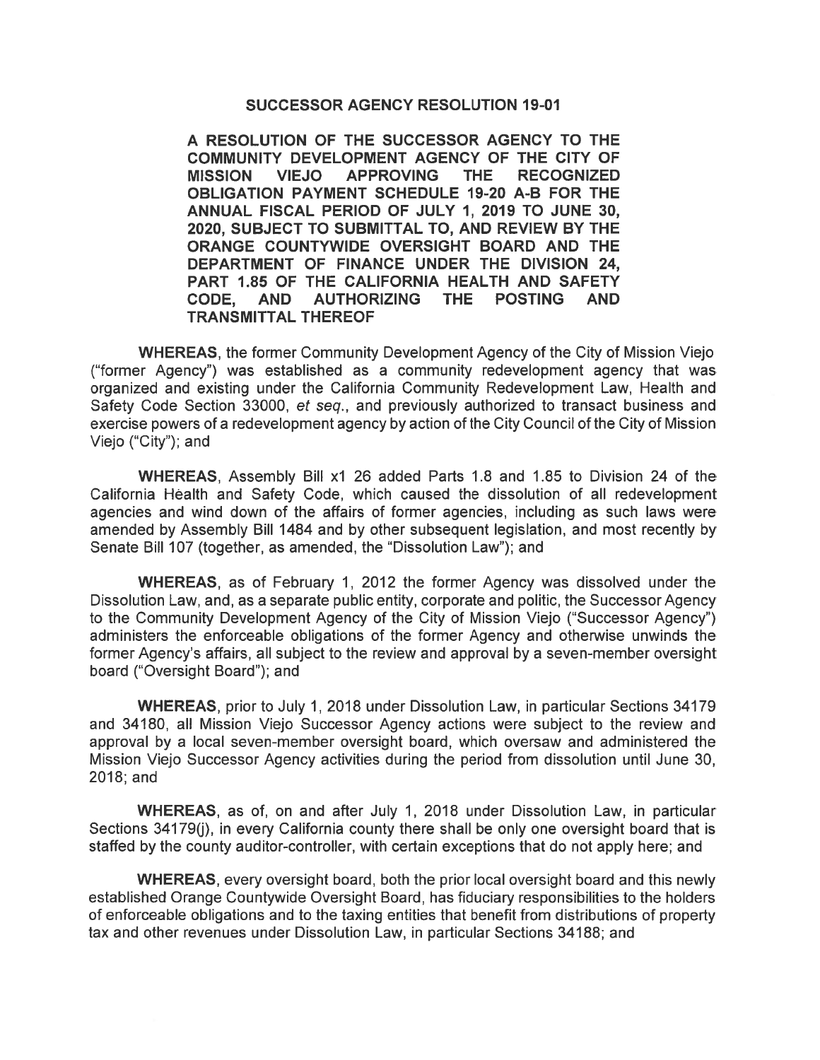# SUCCESSOR AGENCY RESOLUTION 19-01

**A RESOLUTION OF THE SUCCESSOR AGENCY TO THE COMMUNITY DEVELOPMENT AGENCY OF THE CITY OF MISSION VIEJO APPROVING THE RECOGNIZED OBLIGATION PAYMENT SCHEDULE 19-20 A-B FOR THE ANNUAL FISCAL PERIOD OF JULY 1, 2019 TO JUNE 30, 2020, SUBJECT TO SUBMITTAL TO, AND REVIEW BY THE ORANGE COUNTYWIDE OVERSIGHT BOARD AND THE DEPARTMENT OF FINANCE UNDER THE DIVISION 24, PART 1.85 OF THE CALIFORNIA HEALTH AND SAFETY CODE, AND AUTHORIZING THE POSTING AND TRANSMITTAL THEREOF**

**WHEREAS**, the former Community Development Agency of the City of Mission Viejo ("former Agency") was established as a community redevelopment agency that was organized and existing under the California Community Redevelopment Law, Health and Safety Code Section 33000, *et seq.*, and previously authorized to transact business and exercise powers of a redevelopment agency by action of the City Council of the City of Mission Viejo ("City"); and

**WHEREAS**, Assembly Bill x1 26 added Parts 1.8 and 1.85 to Division 24 of the California Health and Safety Code, which caused the dissolution of all redevelopment agencies and wind down of the affairs of former agencies, including as such laws were amended by Assembly Bill 1484 and by other subsequent legislation, and most recently by Senate Bill 107 (together, as amended, the "Dissolution Law"); and

**WHEREAS**, as of February 1, 2012 the former Agency was dissolved under the Dissolution Law, and, as a separate public entity, corporate and politic, the Successor Agency to the Community Development Agency of the City of Mission Viejo ("Successor Agency") administers the enforceable obligations of the former Agency and otherwise unwinds the former Agency's affairs, all subject to the review and approval by a seven-member oversight board ("Oversight Board"); and

**WHEREAS**, prior to July 1, 2018 under Dissolution Law, in particular Sections 34179 and 34180, all Mission Viejo Successor Agency actions were subject to the review and approval by a local seven-member oversight board, which oversaw and administered the Mission Viejo Successor Agency activities during the period from dissolution until June 30, 2018; and

**WHEREAS**, as of, on and after July 1, 2018 under Dissolution Law, in particular Sections 34179(j), in every California county there shall be only one oversight board that is staffed by the county auditor-controller, with certain exceptions that do not apply here; and

**WHEREAS**, every oversight board, both the prior local oversight board and this newly established Orange Countywide Oversight Board, has fiduciary responsibilities to the holders of enforceable obligations and to the taxing entities that benefit from distributions of property tax and other revenues under Dissolution Law, in particular Sections 34188; and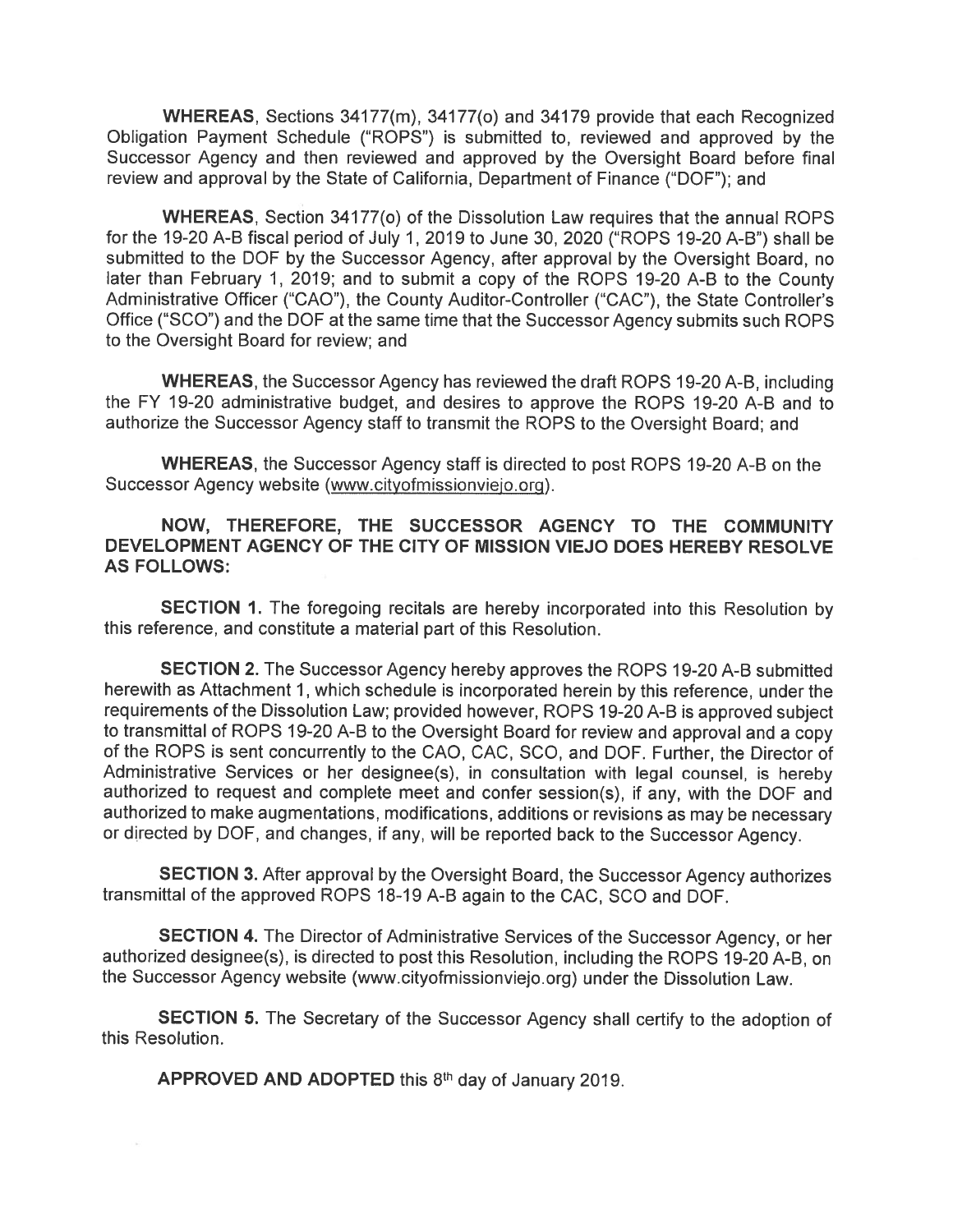**WHEREAS**, Sections 34177(m), 34177(o) and 34179 provide that each Recognized Obligation Payment Schedule ("ROPS") is submitted to, reviewed and approved by the Successor Agency and then reviewed and approved by the Oversight Board before final review and approval by the State of California, Department of Finance ("DOF"); and

**WHEREAS**, Section 34177(o) of the Dissolution Law requires that the annual ROPS for the 19-20 A-B fiscal period of July 1, 2019 to June 30, 2020 ("ROPS 19-20 A-B") shall be submitted to the DOF by the Successor Agency, after approval by the Oversight Board, no later than February 1, 2019; and to submit a copy of the ROPS 19-20 A-B to the County Administrative Officer ("CAO"), the County Auditor-Controller ("CAC"), the State Controller's Office ("SCO") and the DOF at the same time that the Successor Agency submits such ROPS to the Oversight Board for review; and

**WHEREAS**, the Successor Agency has reviewed the draft ROPS 19-20 A-B, including the FY 19-20 administrative budget, and desires to approve the ROPS 19-20 A-B and to authorize the Successor Agency staff to transmit the ROPS to the Oversight Board; and

**WHEREAS**, the Successor Agency staff is directed to post ROPS 19-20 A-B on the Successor Agency website (www.cityofmissionviejo.org).

**NOW, THEREFORE, THE SUCCESSOR AGENCY TO THE COMMUNITY DEVELOPMENT AGENCY OF THE CITY OF MISSION VIEJO DOES HEREBY RESOLVE AS FOLLOWS:**

**SECTION 1.** The foregoing recitals are hereby incorporated into this Resolution by this reference, and constitute a material part of this Resolution.

**SECTION 2.** The Successor Agency hereby approves the ROPS 19-20 A-B submitted herewith as Attachment 1, which schedule is incorporated herein by this reference, under the requirements of the Dissolution Law; provided however, ROPS 19-20 A-B is approved subject to transmittal of ROPS 19-20 A-B to the Oversight Board for review and approval and a copy of the ROPS is sent concurrently to the CAO, CAC, SCO, and DOF. Further, the Director of Administrative Services or her designee(s), in consultation with legal counsel, is hereby authorized to request and complete meet and confer session(s), if any, with the DOF and authorized to make augmentations, modifications, additions or revisions as may be necessary or directed by DOF, and changes, if any, will be reported back to the Successor Agency.

**SECTION 3.** After approval by the Oversight Board, the Successor Agency authorizes transmittal of the approved ROPS 18-19 A-B again to the CAC, SCO and DOF.

**SECTION 4.** The Director of Administrative Services of the Successor Agency, or her authorized designee(s), is directed to post this Resolution, including the ROPS 19-20 A-B, on the Successor Agency website (www.cityofmissionviejo.org) under the Dissolution Law.

**SECTION 5.** The Secretary of the Successor Agency shall certify to the adoption of this Resolution.

**APPROVED AND ADOPTED** this 8th day of January 2019.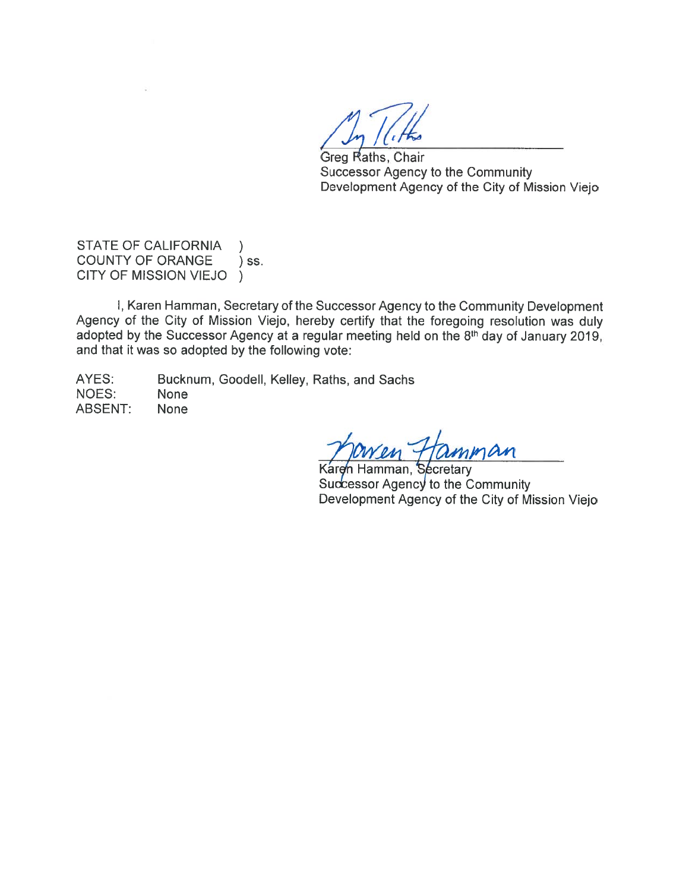Greg Raths, Chair
Successor Agency to the Community
Development Agency of the City of Mission Viejo

STATE OF CALIFORNIA )
COUNTY OF ORANGE ) ss.
CITY OF MISSION VIEJO )

I, Karen Hamman, Secretary of the Successor Agency to the Community Development Agency of the City of Mission Viejo, hereby certify that the foregoing resolution was duly adopted by the Successor Agency at a regular meeting held on the 8th day of January 2019, and that it was so adopted by the following vote:

AYES: Bucknum, Goodell, Kelley, Raths, and Sachs
NOES: None
ABSENT: None

Karen Hamman, Secretary
Successor Agency to the Community
Development Agency of the City of Mission Viejo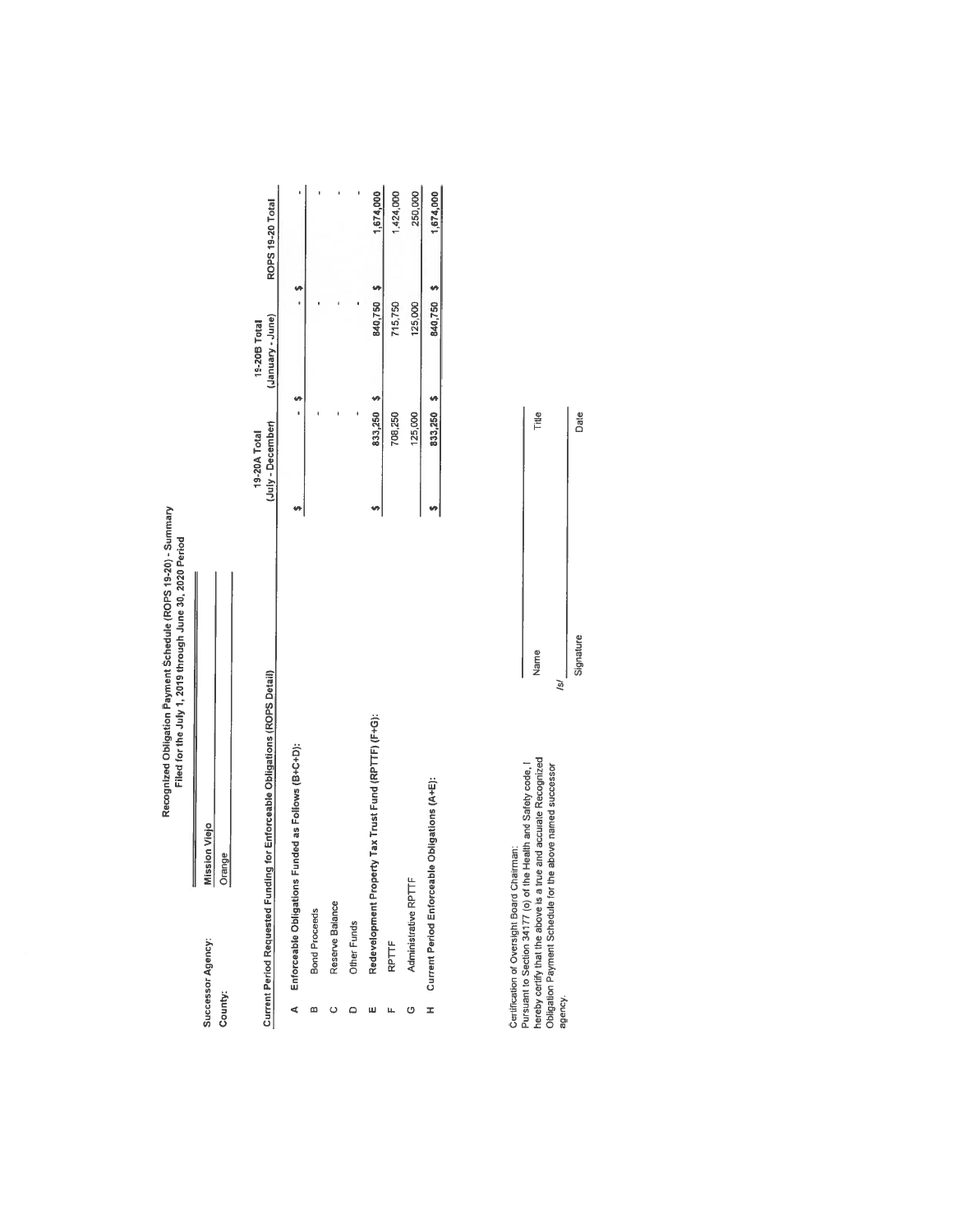# Recognized Obligation Payment Schedule (ROPS 19-20) - Summary

Filed for the July 1, 2019 through June 30, 2020 Period

**Successor Agency:** Mission Viejo

**County:** Orange

| | Current Period Requested Funding for Enforceable Obligations (ROPS Detail) | 19-20A Total (July - December) | 19-20B Total (January - June) | ROPS 19-20 Total |
|---|---|---|---|---|
| A | **Enforceable Obligations Funded as Follows (B+C+D):** | $ - | $ - | $ - |
| B | Bond Proceeds | - | - | - |
| C | Reserve Balance | - | - | - |
| D | Other Funds | - | - | - |
| E | **Redevelopment Property Tax Trust Fund (RPTTF) (F+G):** | $ 833,250 | $ 840,750 | $ 1,674,000 |
| F | RPTTF | 708,250 | 715,750 | 1,424,000 |
| G | Administrative RPTTF | 125,000 | 125,000 | 250,000 |
| H | **Current Period Enforceable Obligations (A+E):** | $ 833,250 | $ 840,750 | $ 1,674,000 |

Certification of Oversight Board Chairman:
Pursuant to Section 34177 (o) of the Health and Safety code, I hereby certify that the above is a true and accurate Recognized Obligation Payment Schedule for the above named successor agency.

| | |
|---|---|
| Name | Title |
| /s/ Signature | Date |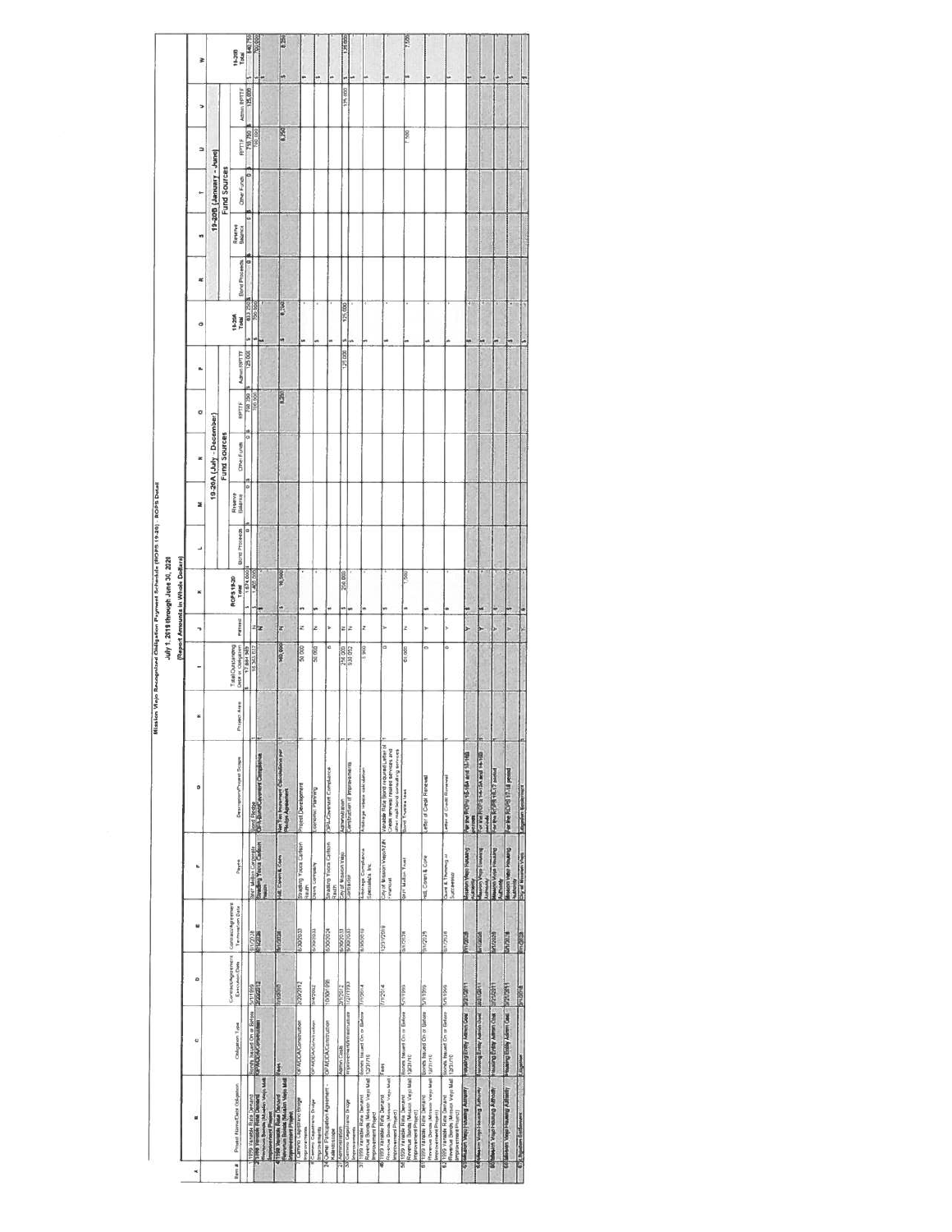# Mission Viejo Recognized Obligation Payment Schedule (ROPS 19-20) - ROPS Detail

## July 1, 2019 through June 30, 2020

### (Report Amounts in Whole Dollars)

| A | B | C | D | E | F | G | H | I | J | K | L | M | N | O | P | Q | R | S | T | U | V | W |
|---|---|---|---|---|---|---|---|---|---|---|---|---|---|---|---|---|---|---|---|---|---|---|
| | | | | | | | | | | | 19-20A (July - December) | | | | | | 19-20B (January - June) | | | | | |
| | | | | | | | | | | | Fund Sources | | | | | | Fund Sources | | | | | |
| Item # | Project Name/Debt Obligation | Obligation Type | Contract/Agreement Execution Date | Contract/Agreement Termination Date | Payee | Description/Project Scope | Project Area | Total Outstanding Debt or Obligation | Retired | ROPS 19-20 Total | Bond Proceeds | Reserve Balance | Other Funds | RPTTF | Admin RPTTF | 19-20A Total | Bond Proceeds | Reserve Balance | Other Funds | RPTTF | Admin RPTTF | 19-20B Total |
| | | | | | | | | $ 17,884,349 | | $ 1,674,000 | $ 0 | $ 0 | $ 0 | $ 708,250 | $ 125,000 | $ 833,250 | $ 0 | $ 0 | $ 0 | $ 715,750 | $ 125,000 | $ 840,750 |
| 1 | 1999 Variable Rate Demand Revenue Bonds (Mission Viejo Mall Improvement Project) | Bonds Issued On or Before 12/31/10 | 5/1/1999 | 9/1/2028 | BNY Mellon Corporate Trust | Bond Principal | | 16,505,017 | N | $ 1,400,000 | | | | 700,000 | | $ 700,000 | | | | 700,000 | | $ 700,000 |
| 2 | 1999 Variable Rate Demand Revenue Bonds (Mission Viejo Mall Improvement Project) | OPA/DDA/Construction | | | Stradling Yocca Carlson Rauth | OPA Covenant Compliance | | | | | | | | | | | | | | | | |
| 4 | 1999 Variable Rate Demand Revenue Bonds Mission Viejo Mall Improvement Project | Fees | 7/1/2014 | 9/1/2028 | HdL Coren & Cone | Net Tax Increment Calculations per Reimbursement Agreement | | 165,000 | N | $ 16,500 | | | | 8,250 | | $ 8,250 | | | | 8,250 | | $ 8,250 |
| 7 | Cordero Capistrano Bridge Improvements | OPA/DDA/Construction | 2/28/2012 | 6/30/2033 | Stradling Yocca Carlson Rauth | Project Development | | 50,000 | N | $ - | | | | | | $ - | | | | | | $ - |
| 8 | Cordero Capistrano Bridge Improvements | OPA/DDA/Construction | 8/4/2002 | 6/30/2033 | Davis Company | Economic Planning | | 50,000 | N | $ - | | | | | | $ - | | | | | | $ - |
| 24 | Owner Participation Agreement - Mall Garage | OPA/DDA/Construction | 10/30/1998 | 6/30/2024 | Stradling Yocca Carlson Rauth | OPA Covenant Compliance | | 0 | Y | $ - | | | | | | $ - | | | | | | $ - |
| 27 | Administration | Admin Costs | 2/1/2012 | 6/30/2033 | City of Mission Viejo | Administration | | 250,000 | N | $ 250,000 | | | | | 125,000 | $ 125,000 | | | | | 125,000 | $ 125,000 |
| 33 | Cordero Capistrano Bridge Improvements | Improvement/Infrastructure | 7/27/1999 | 6/30/2033 | Contractor | Construction of Improvements | | 938,052 | N | $ - | | | | | | $ - | | | | | | $ - |
| 37 | 1999 Variable Rate Demand Revenue Bonds Mission Viejo Mall Improvement Project | Bonds Issued On or Before 12/31/10 | 7/1/2014 | 6/30/2019 | Arbitrage Compliance Specialists, Inc. | Arbitrage rebate calculation | | 1,900 | Y | $ - | | | | | | $ - | | | | | | $ - |
| 46 | 1999 Variable Rate Demand Revenue Bonds Mission Viejo Mall Improvement Project | Fees | 7/1/2014 | 12/31/2019 | City of Mission Viejo/KNN Financial | Variable Rate Bond required Letter of Credit renewal related services and other related bond consulting services | | 0 | Y | $ - | | | | | | $ - | | | | | | $ - |
| 56 | 1999 Variable Rate Demand Revenue Bonds (Mission Viejo Mall Improvement Project) | Bonds Issued On or Before 12/31/10 | 5/1/1999 | 9/1/2028 | BNY Mellon Trust | Bond Trustee fees | | 61,000 | N | $ 7,500 | | | | | | $ - | | | | 7,500 | | $ 7,500 |
| 61 | 1999 Variable Rate Demand Revenue Bonds (Mission Viejo Mall Improvement Project) | Bonds Issued On or Before 12/31/10 | 5/1/1999 | 9/1/2025 | HdL Coren & Cone | Letter of Credit Renewal | | 0 | Y | $ - | | | | | | $ - | | | | | | $ - |
| 62 | 1999 Variable Rate Demand Revenue Bonds (Mission Viejo Mall Improvement Project) | Bonds Issued On or Before 12/31/10 | 5/1/1999 | 9/1/2028 | Quint & Thimmig or Successor | Letter of Credit Renewal | | 0 | Y | $ - | | | | | | $ - | | | | | | $ - |
| 63 | Mission Viejo Housing Authority | Housing Entity Admin Cost | 2/1/2011 | 6/1/2018 | Mission Viejo Housing Authority | For the ROPS 15-16A and 15-16B periods | | | Y | $ - | | | | | | $ - | | | | | | $ - |
| 64 | Mission Viejo Housing Authority | Housing Entity Admin Cost | 2/1/2011 | 6/1/2018 | Mission Viejo Housing Authority | For the ROPS 16-17A and 16-17B periods | | | Y | $ - | | | | | | $ - | | | | | | $ - |
| 65 | Mission Viejo Housing Authority | Housing Entity Admin Cost | 2/1/2011 | 6/1/2018 | Mission Viejo Housing Authority | For the ROPS 16-17 period | | | Y | $ - | | | | | | $ - | | | | | | $ - |
| 66 | Mission Viejo Housing Authority | Housing Entity Admin Cost | 2/1/2011 | 6/1/2018 | Mission Viejo Housing Authority | For the ROPS 17-18 period | | | Y | $ - | | | | | | $ - | | | | | | $ - |
| 67 | Litigation Settlement | Litigation | 2/1/2018 | 6/1/2018 | City of Mission Viejo | Litigation Settlement | | | Y | $ - | | | | | | $ - | | | | | | $ - |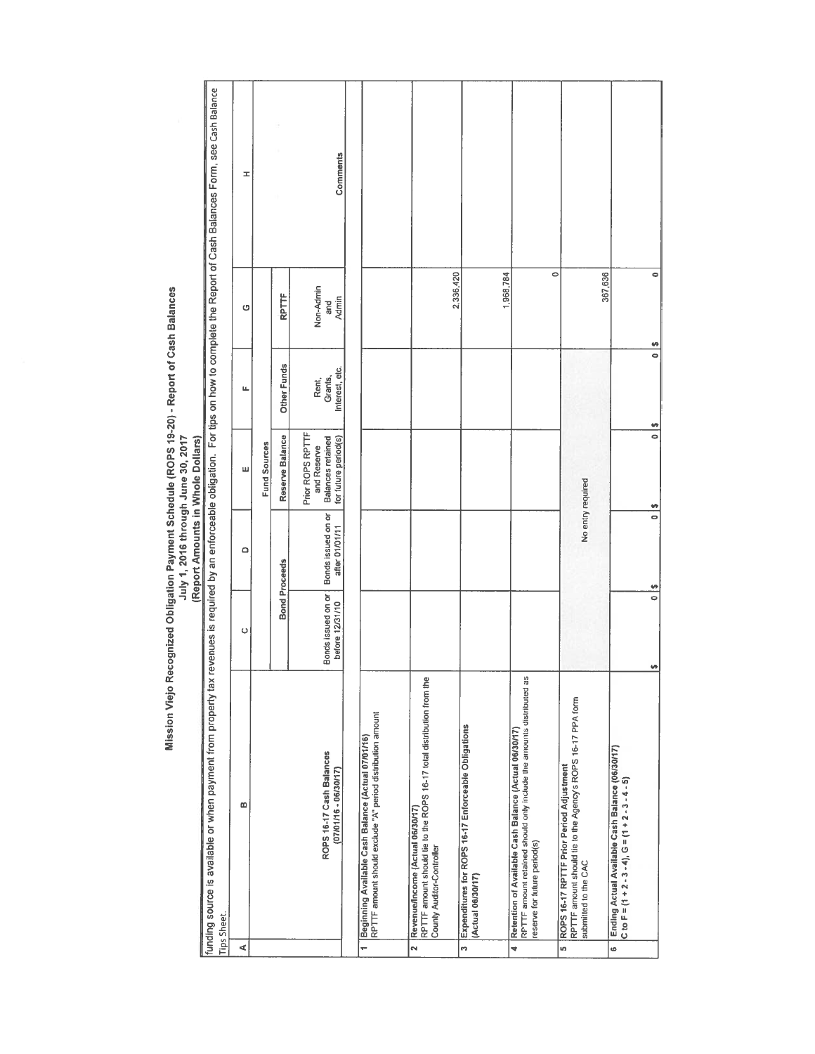# Mission Viejo Recognized Obligation Payment Schedule (ROPS 19-20) - Report of Cash Balances

## July 1, 2016 through June 30, 2017

### (Report Amounts in Whole Dollars)

Pursuant to Health and Safety Code section 34177 (I), Redevelopment Property Tax Trust Fund (RPTTF) may be listed as a source of payment on the ROPS, but only to the extent no other funding source is available or when payment from property tax revenues is required by an enforceable obligation. For tips on how to complete the Report of Cash Balances Form, see Cash Balance Tips Sheet.

| A | B | C | D | E | F | G | H |
|---|---|---|---|---|---|---|---|
| | | Fund Sources | | | | | |
| | | Bond Proceeds | | Reserve Balance | Other Funds | RPTTF | |
| | ROPS 16-17 Cash Balances (07/01/16 - 06/30/17) | Bonds issued on or before 12/31/10 | Bonds issued on or after 01/01/11 | Prior ROPS RPTTF and Reserve Balances retained for future period(s) | Rent, Grants, Interest, etc. | Non-Admin and Admin | Comments |
| 1 | **Beginning Available Cash Balance (Actual 07/01/16)**<br>RPTTF amount should exclude "A" period distribution amount | | | | | | |
| 2 | **Revenue/Income (Actual 06/30/17)**<br>RPTTF amount should tie to the ROPS 16-17 total distribution from the County Auditor-Controller | | | | | 2,336,420 | |
| 3 | **Expenditures for ROPS 16-17 Enforceable Obligations (Actual 06/30/17)** | | | | | 1,968,784 | |
| 4 | **Retention of Available Cash Balance (Actual 06/30/17)**<br>RPTTF amount retained should only include the amounts distributed as reserve for future period(s) | | | | | 0 | |
| 5 | **ROPS 16-17 RPTTF Prior Period Adjustment**<br>RPTTF amount should tie to the Agency's ROPS 16-17 PPA form submitted to the CAC | | | No entry required | | 367,636 | |
| 6 | **Ending Actual Available Cash Balance (06/30/17)**<br>C to F = (1 + 2 - 3 - 4), G = (1 + 2 - 3 - 4 - 5) | $ 0 | $ 0 | $ 0 | $ 0 | $ 0 | |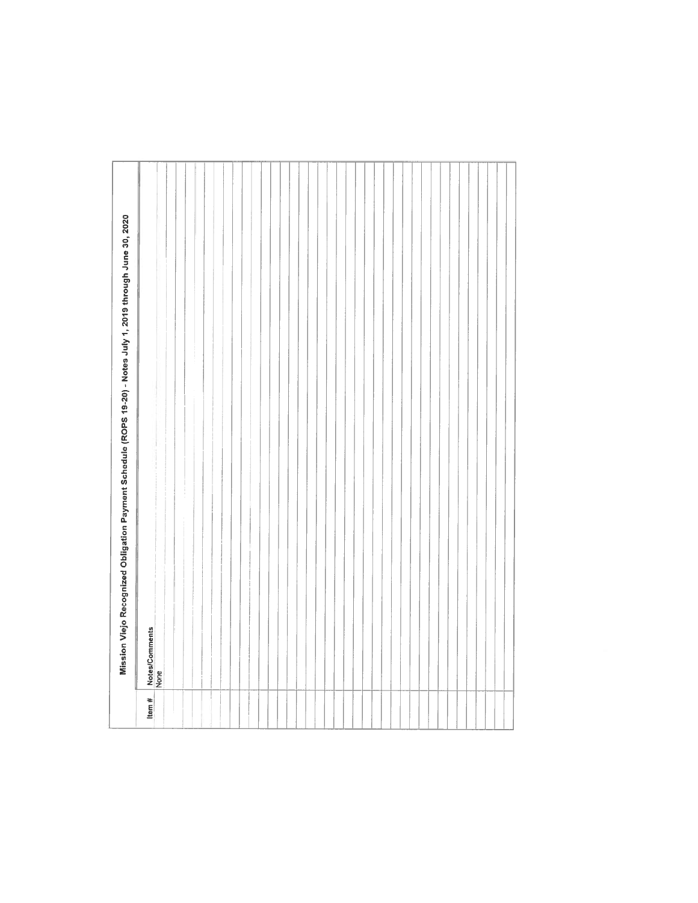## Mission Viejo Recognized Obligation Payment Schedule (ROPS 19-20) - Notes July 1, 2019 through June 30, 2020

| Item # | Notes/Comments |
| --- | --- |
| | None |